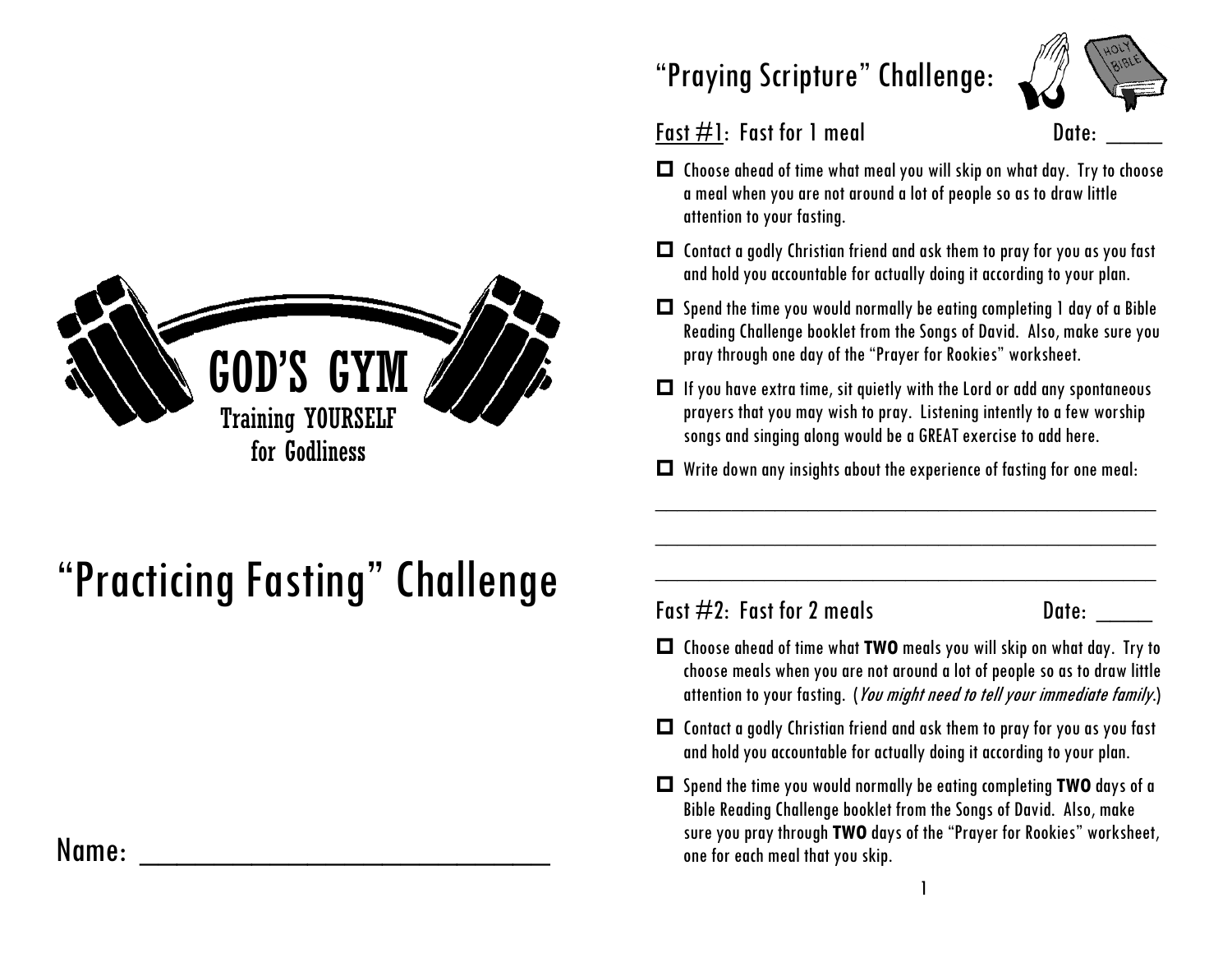GOD'S GYM

Training YOURSELF for Godliness

# "Practicing Fasting" Challenge

Name: ______________________________

## "Praying Scripture" Challenge:

### Fast #1: Fast for 1 meal — Date: _____

- ☐ Choose ahead of time what meal you will skip on what day. Try to choose a meal when you are not around a lot of people so as to draw little attention to your fasting.
- ☐ Contact a godly Christian friend and ask them to pray for you as you fast and hold you accountable for actually doing it according to your plan.
- ☐ Spend the time you would normally be eating completing 1 day of a Bible Reading Challenge booklet from the Songs of David. Also, make sure you pray through one day of the "Prayer for Rookies" worksheet.
- ☐ If you have extra time, sit quietly with the Lord or add any spontaneous prayers that you may wish to pray. Listening intently to a few worship songs and singing along would be a GREAT exercise to add here.
- ☐ Write down any insights about the experience of fasting for one meal:

_______________________________________________

_______________________________________________

_______________________________________________

### Fast #2: Fast for 2 meals — Date: _____

- ☐ Choose ahead of time what **TWO** meals you will skip on what day. Try to choose meals when you are not around a lot of people so as to draw little attention to your fasting. (*You might need to tell your immediate family.*)
- ☐ Contact a godly Christian friend and ask them to pray for you as you fast and hold you accountable for actually doing it according to your plan.
- ☐ Spend the time you would normally be eating completing **TWO** days of a Bible Reading Challenge booklet from the Songs of David. Also, make sure you pray through **TWO** days of the "Prayer for Rookies" worksheet, one for each meal that you skip.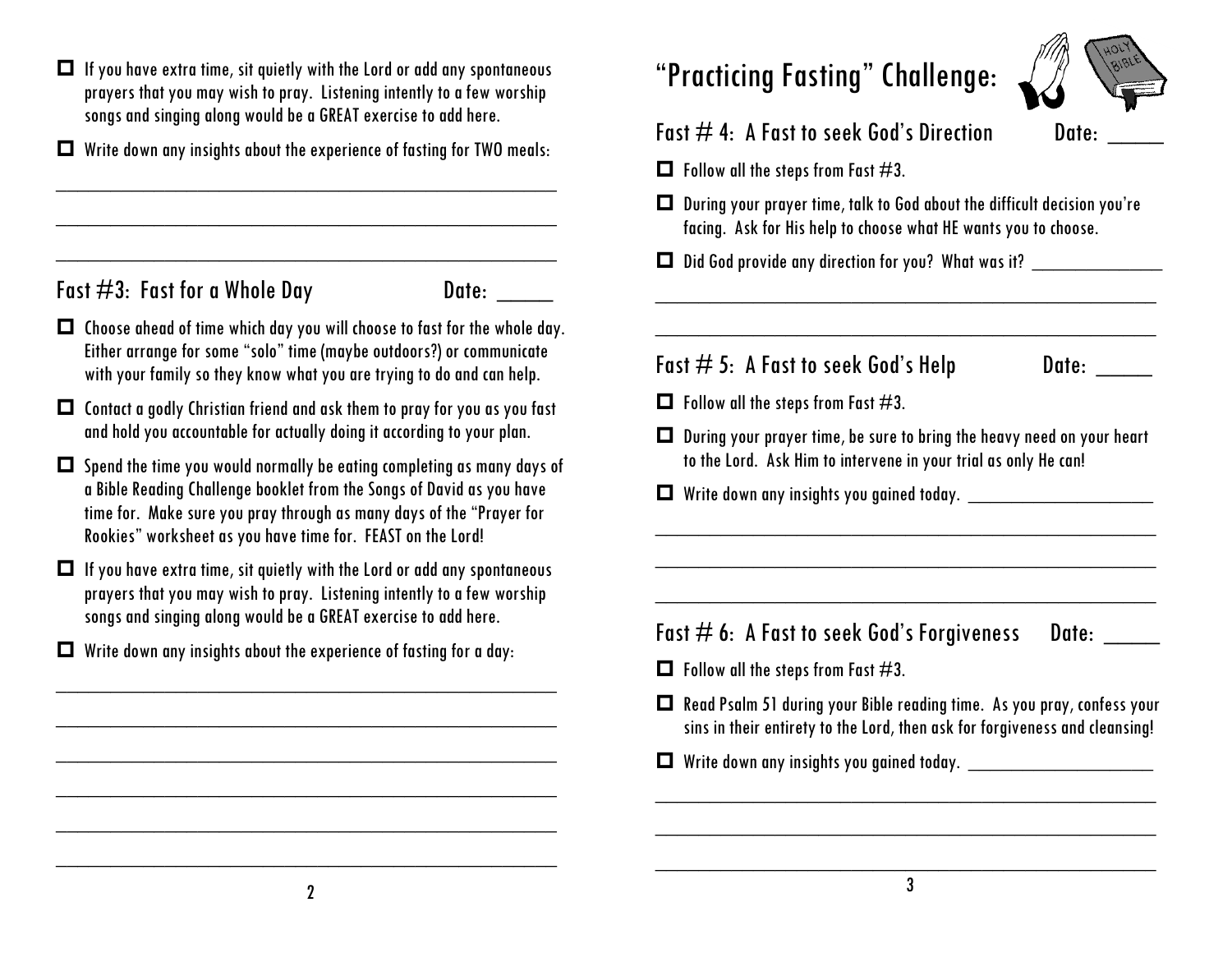- ☐ If you have extra time, sit quietly with the Lord or add any spontaneous prayers that you may wish to pray. Listening intently to a few worship songs and singing along would be a GREAT exercise to add here.
- ☐ Write down any insights about the experience of fasting for TWO meals:

______________________________________________________

______________________________________________________

______________________________________________________

## Fast #3: Fast for a Whole Day Date: _____

- ☐ Choose ahead of time which day you will choose to fast for the whole day. Either arrange for some "solo" time (maybe outdoors?) or communicate with your family so they know what you are trying to do and can help.
- ☐ Contact a godly Christian friend and ask them to pray for you as you fast and hold you accountable for actually doing it according to your plan.
- ☐ Spend the time you would normally be eating completing as many days of a Bible Reading Challenge booklet from the Songs of David as you have time for. Make sure you pray through as many days of the "Prayer for Rookies" worksheet as you have time for. FEAST on the Lord!
- ☐ If you have extra time, sit quietly with the Lord or add any spontaneous prayers that you may wish to pray. Listening intently to a few worship songs and singing along would be a GREAT exercise to add here.
- ☐ Write down any insights about the experience of fasting for a day:

______________________________________________________

______________________________________________________

______________________________________________________

______________________________________________________

______________________________________________________

______________________________________________________

# "Practicing Fasting" Challenge:

## Fast # 4: A Fast to seek God's Direction Date: _____

- ☐ Follow all the steps from Fast #3.
- ☐ During your prayer time, talk to God about the difficult decision you're facing. Ask for His help to choose what HE wants you to choose.
- ☐ Did God provide any direction for you? What was it? ______________

______________________________________________________

______________________________________________________

## Fast # 5: A Fast to seek God's Help Date: _____

- ☐ Follow all the steps from Fast #3.
- ☐ During your prayer time, be sure to bring the heavy need on your heart to the Lord. Ask Him to intervene in your trial as only He can!
- ☐ Write down any insights you gained today. ____________________

______________________________________________________

______________________________________________________

______________________________________________________

## Fast # 6: A Fast to seek God's Forgiveness Date: _____

- ☐ Follow all the steps from Fast #3.
- ☐ Read Psalm 51 during your Bible reading time. As you pray, confess your sins in their entirety to the Lord, then ask for forgiveness and cleansing!
- ☐ Write down any insights you gained today. ____________________

______________________________________________________

______________________________________________________

______________________________________________________